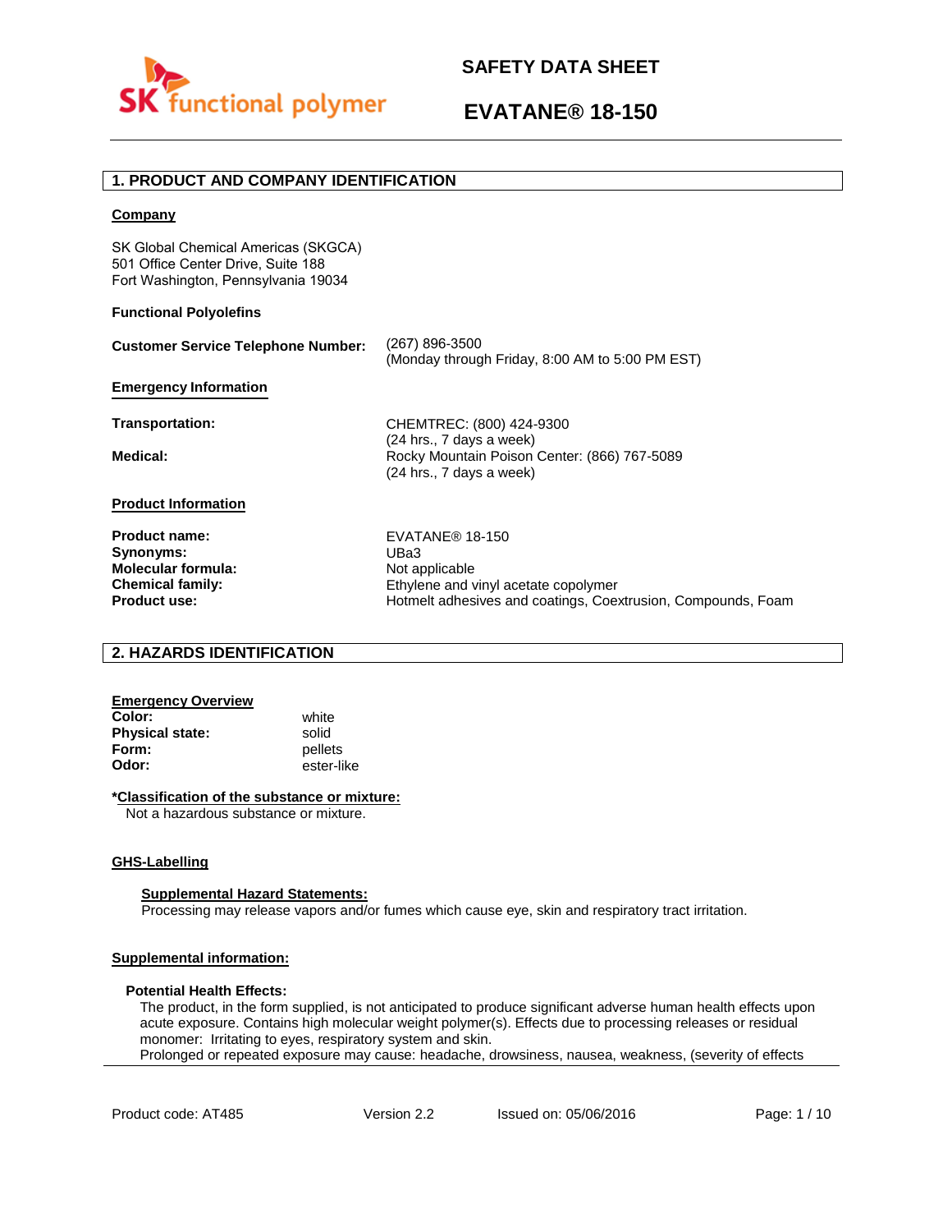# SAFETY DATA SHEET

# EVATANE® 18-150

## 1. PRODUCT AND COMPANY IDENTIFICATION

**Company**

SK Global Chemical Americas (SKGCA)
501 Office Center Drive, Suite 188
Fort Washington, Pennsylvania 19034

**Functional Polyolefins**

**Customer Service Telephone Number:** (267) 896-3500
(Monday through Friday, 8:00 AM to 5:00 PM EST)

**Emergency Information**

**Transportation:** CHEMTREC: (800) 424-9300
(24 hrs., 7 days a week)

**Medical:** Rocky Mountain Poison Center: (866) 767-5089
(24 hrs., 7 days a week)

**Product Information**

**Product name:** EVATANE® 18-150
**Synonyms:** UBa3
**Molecular formula:** Not applicable
**Chemical family:** Ethylene and vinyl acetate copolymer
**Product use:** Hotmelt adhesives and coatings, Coextrusion, Compounds, Foam

## 2. HAZARDS IDENTIFICATION

**Emergency Overview**

**Color:** white
**Physical state:** solid
**Form:** pellets
**Odor:** ester-like

***Classification of the substance or mixture:**

Not a hazardous substance or mixture.

**GHS-Labelling**

**Supplemental Hazard Statements:**

Processing may release vapors and/or fumes which cause eye, skin and respiratory tract irritation.

**Supplemental information:**

**Potential Health Effects:**

The product, in the form supplied, is not anticipated to produce significant adverse human health effects upon acute exposure. Contains high molecular weight polymer(s). Effects due to processing releases or residual monomer: Irritating to eyes, respiratory system and skin.
Prolonged or repeated exposure may cause: headache, drowsiness, nausea, weakness, (severity of effects

Product code: AT485 Version 2.2 Issued on: 05/06/2016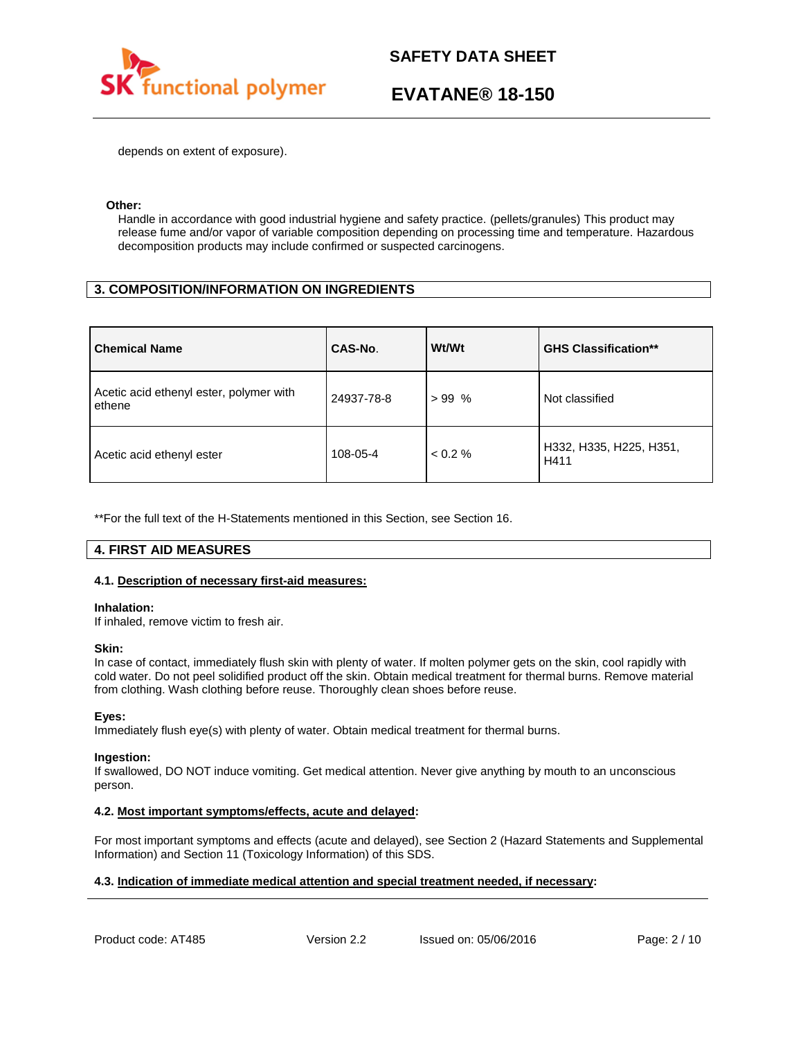depends on extent of exposure).

**Other:**

Handle in accordance with good industrial hygiene and safety practice. (pellets/granules) This product may release fume and/or vapor of variable composition depending on processing time and temperature. Hazardous decomposition products may include confirmed or suspected carcinogens.

## 3. COMPOSITION/INFORMATION ON INGREDIENTS

| Chemical Name | CAS-No. | Wt/Wt | GHS Classification** |
|---|---|---|---|
| Acetic acid ethenyl ester, polymer with ethene | 24937-78-8 | > 99 % | Not classified |
| Acetic acid ethenyl ester | 108-05-4 | < 0.2 % | H332, H335, H225, H351, H411 |

**For the full text of the H-Statements mentioned in this Section, see Section 16.

## 4. FIRST AID MEASURES

### 4.1. Description of necessary first-aid measures:

**Inhalation:**
If inhaled, remove victim to fresh air.

**Skin:**
In case of contact, immediately flush skin with plenty of water. If molten polymer gets on the skin, cool rapidly with cold water. Do not peel solidified product off the skin. Obtain medical treatment for thermal burns. Remove material from clothing. Wash clothing before reuse. Thoroughly clean shoes before reuse.

**Eyes:**
Immediately flush eye(s) with plenty of water. Obtain medical treatment for thermal burns.

**Ingestion:**
If swallowed, DO NOT induce vomiting. Get medical attention. Never give anything by mouth to an unconscious person.

### 4.2. Most important symptoms/effects, acute and delayed:

For most important symptoms and effects (acute and delayed), see Section 2 (Hazard Statements and Supplemental Information) and Section 11 (Toxicology Information) of this SDS.

### 4.3. Indication of immediate medical attention and special treatment needed, if necessary: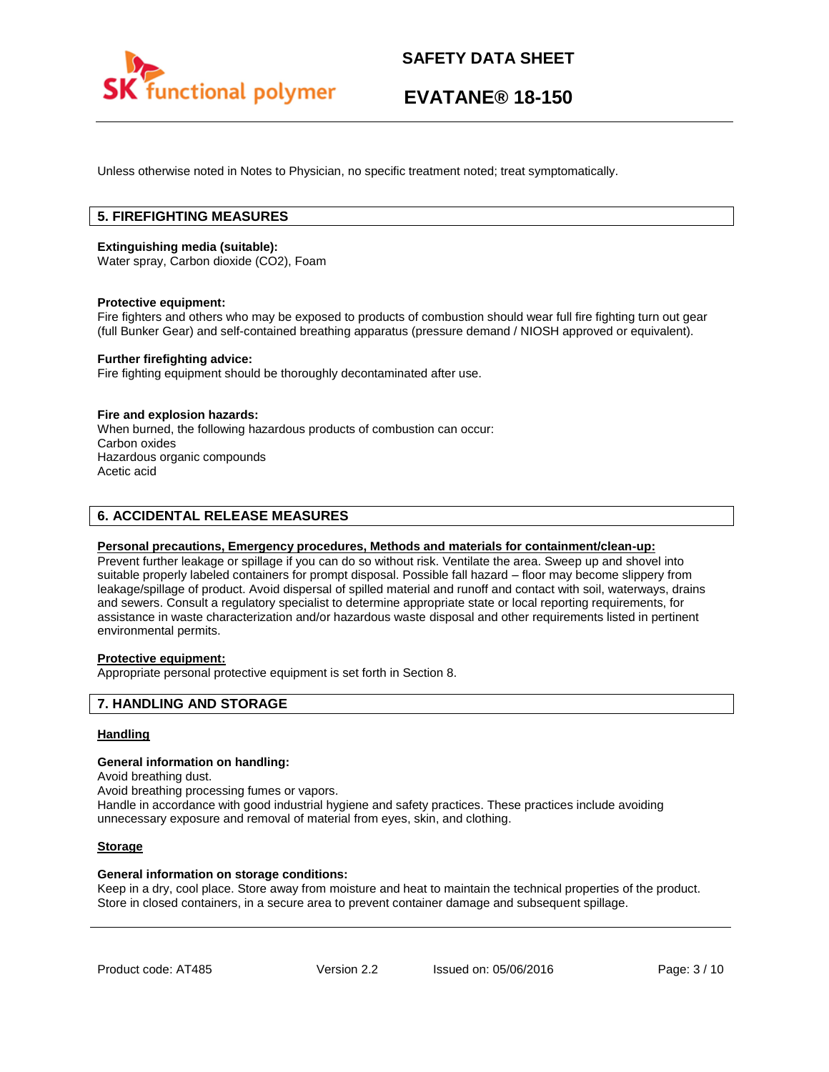Unless otherwise noted in Notes to Physician, no specific treatment noted; treat symptomatically.

## 5. FIREFIGHTING MEASURES

**Extinguishing media (suitable):**
Water spray, Carbon dioxide ($CO_2$), Foam

**Protective equipment:**
Fire fighters and others who may be exposed to products of combustion should wear full fire fighting turn out gear (full Bunker Gear) and self-contained breathing apparatus (pressure demand / NIOSH approved or equivalent).

**Further firefighting advice:**
Fire fighting equipment should be thoroughly decontaminated after use.

**Fire and explosion hazards:**
When burned, the following hazardous products of combustion can occur:
Carbon oxides
Hazardous organic compounds
Acetic acid

## 6. ACCIDENTAL RELEASE MEASURES

**Personal precautions, Emergency procedures, Methods and materials for containment/clean-up:**
Prevent further leakage or spillage if you can do so without risk. Ventilate the area. Sweep up and shovel into suitable properly labeled containers for prompt disposal. Possible fall hazard – floor may become slippery from leakage/spillage of product. Avoid dispersal of spilled material and runoff and contact with soil, waterways, drains and sewers. Consult a regulatory specialist to determine appropriate state or local reporting requirements, for assistance in waste characterization and/or hazardous waste disposal and other requirements listed in pertinent environmental permits.

**Protective equipment:**
Appropriate personal protective equipment is set forth in Section 8.

## 7. HANDLING AND STORAGE

**Handling**

**General information on handling:**
Avoid breathing dust.
Avoid breathing processing fumes or vapors.
Handle in accordance with good industrial hygiene and safety practices. These practices include avoiding unnecessary exposure and removal of material from eyes, skin, and clothing.

**Storage**

**General information on storage conditions:**
Keep in a dry, cool place. Store away from moisture and heat to maintain the technical properties of the product. Store in closed containers, in a secure area to prevent container damage and subsequent spillage.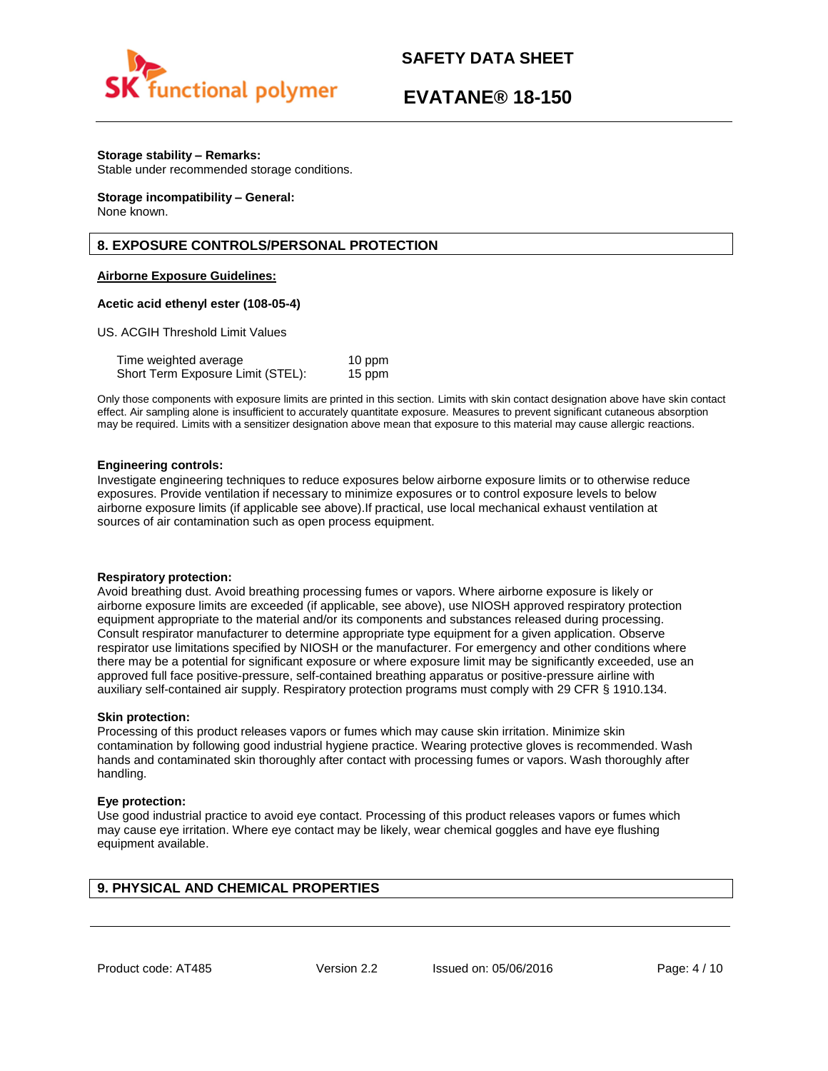**Storage stability – Remarks:**
Stable under recommended storage conditions.

**Storage incompatibility – General:**
None known.

## 8. EXPOSURE CONTROLS/PERSONAL PROTECTION

**Airborne Exposure Guidelines:**

**Acetic acid ethenyl ester (108-05-4)**

US. ACGIH Threshold Limit Values

| | |
|---|---|
| Time weighted average | 10 ppm |
| Short Term Exposure Limit (STEL): | 15 ppm |

Only those components with exposure limits are printed in this section. Limits with skin contact designation above have skin contact effect. Air sampling alone is insufficient to accurately quantitate exposure. Measures to prevent significant cutaneous absorption may be required. Limits with a sensitizer designation above mean that exposure to this material may cause allergic reactions.

**Engineering controls:**
Investigate engineering techniques to reduce exposures below airborne exposure limits or to otherwise reduce exposures. Provide ventilation if necessary to minimize exposures or to control exposure levels to below airborne exposure limits (if applicable see above).If practical, use local mechanical exhaust ventilation at sources of air contamination such as open process equipment.

**Respiratory protection:**
Avoid breathing dust. Avoid breathing processing fumes or vapors. Where airborne exposure is likely or airborne exposure limits are exceeded (if applicable, see above), use NIOSH approved respiratory protection equipment appropriate to the material and/or its components and substances released during processing. Consult respirator manufacturer to determine appropriate type equipment for a given application. Observe respirator use limitations specified by NIOSH or the manufacturer. For emergency and other conditions where there may be a potential for significant exposure or where exposure limit may be significantly exceeded, use an approved full face positive-pressure, self-contained breathing apparatus or positive-pressure airline with auxiliary self-contained air supply. Respiratory protection programs must comply with 29 CFR § 1910.134.

**Skin protection:**
Processing of this product releases vapors or fumes which may cause skin irritation. Minimize skin contamination by following good industrial hygiene practice. Wearing protective gloves is recommended. Wash hands and contaminated skin thoroughly after contact with processing fumes or vapors. Wash thoroughly after handling.

**Eye protection:**
Use good industrial practice to avoid eye contact. Processing of this product releases vapors or fumes which may cause eye irritation. Where eye contact may be likely, wear chemical goggles and have eye flushing equipment available.

## 9. PHYSICAL AND CHEMICAL PROPERTIES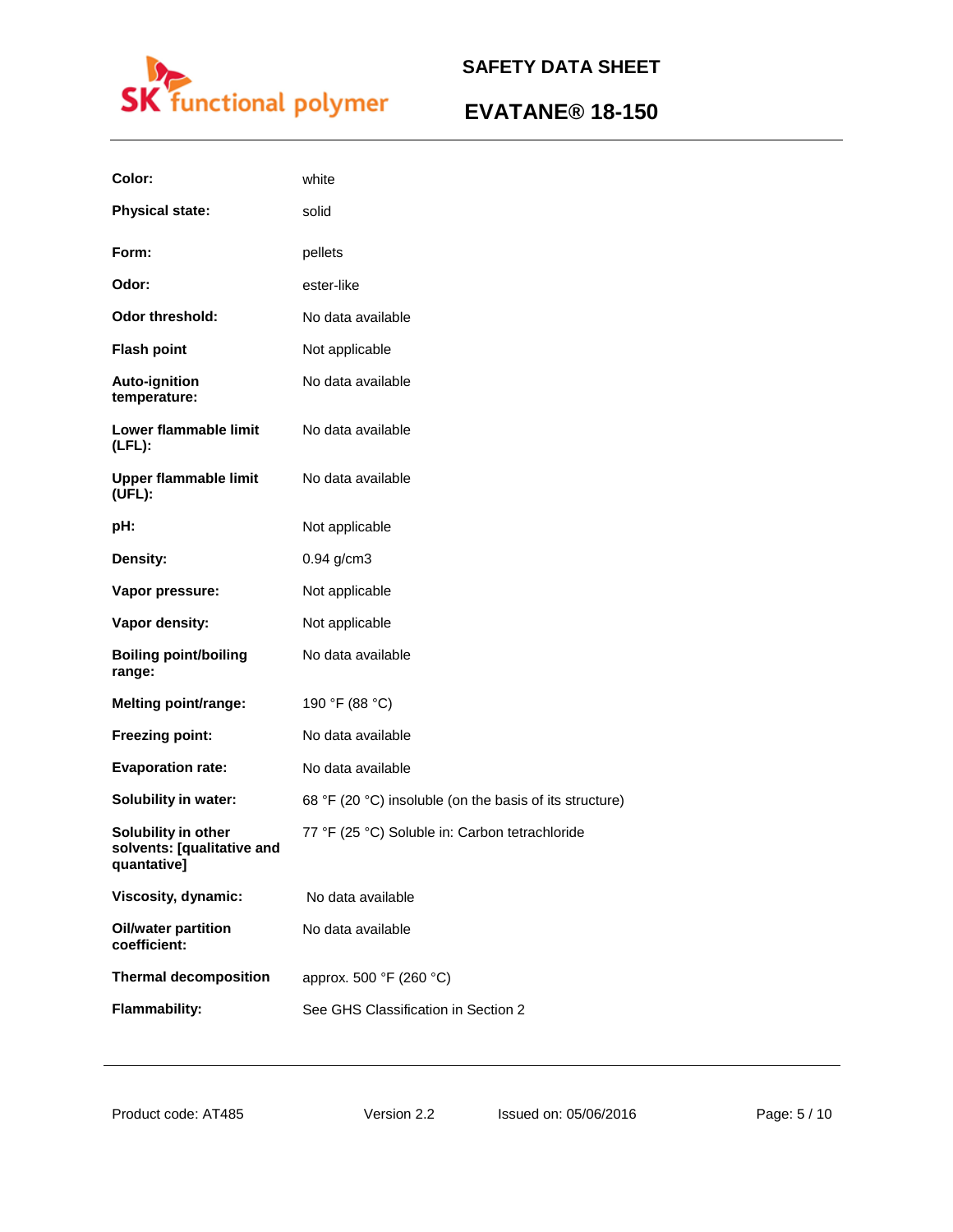| | |
|---|---|
| **Color:** | white |
| **Physical state:** | solid |
| **Form:** | pellets |
| **Odor:** | ester-like |
| **Odor threshold:** | No data available |
| **Flash point** | Not applicable |
| **Auto-ignition temperature:** | No data available |
| **Lower flammable limit (LFL):** | No data available |
| **Upper flammable limit (UFL):** | No data available |
| **pH:** | Not applicable |
| **Density:** | 0.94 g/cm3 |
| **Vapor pressure:** | Not applicable |
| **Vapor density:** | Not applicable |
| **Boiling point/boiling range:** | No data available |
| **Melting point/range:** | 190 °F (88 °C) |
| **Freezing point:** | No data available |
| **Evaporation rate:** | No data available |
| **Solubility in water:** | 68 °F (20 °C) insoluble (on the basis of its structure) |
| **Solubility in other solvents: [qualitative and quantative]** | 77 °F (25 °C) Soluble in: Carbon tetrachloride |
| **Viscosity, dynamic:** | No data available |
| **Oil/water partition coefficient:** | No data available |
| **Thermal decomposition** | approx. 500 °F (260 °C) |
| **Flammability:** | See GHS Classification in Section 2 |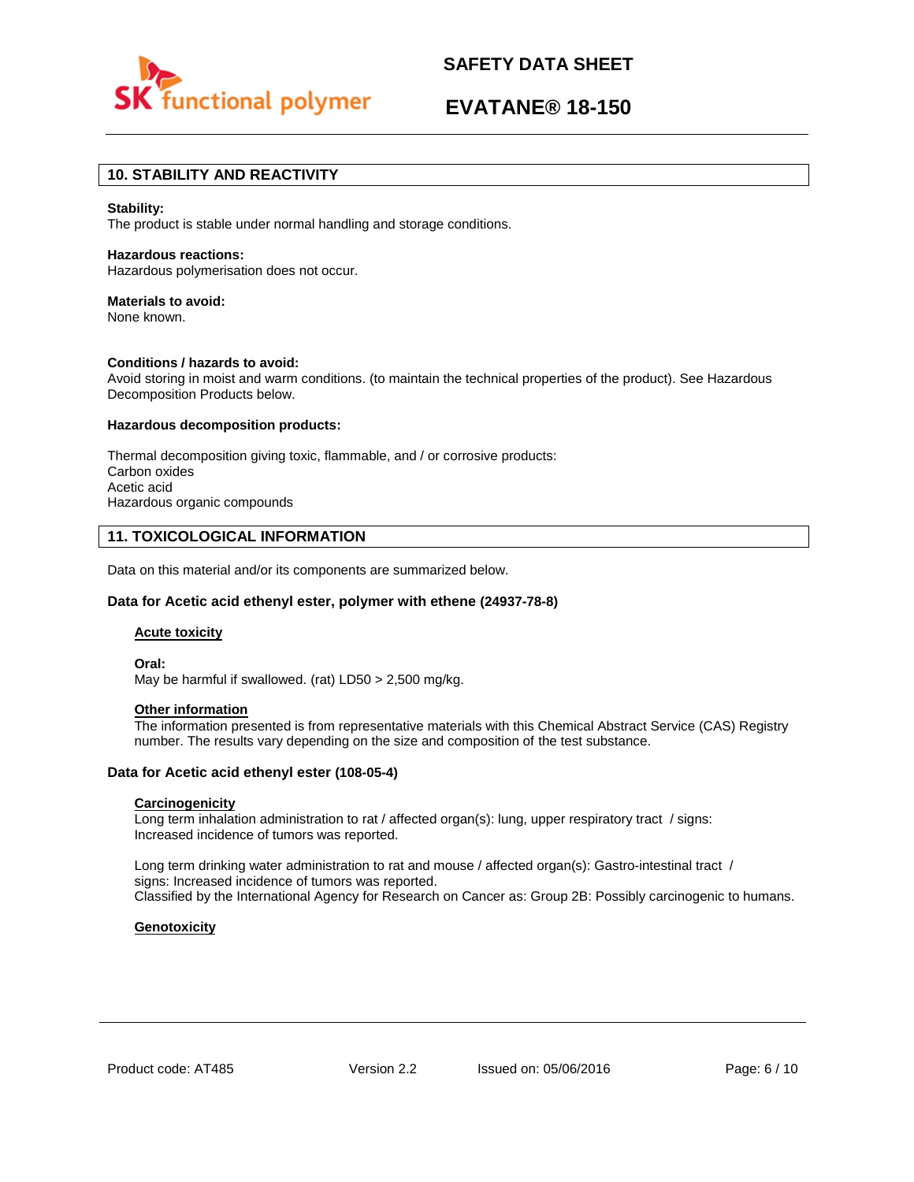## 10. STABILITY AND REACTIVITY

**Stability:**
The product is stable under normal handling and storage conditions.

**Hazardous reactions:**
Hazardous polymerisation does not occur.

**Materials to avoid:**
None known.

**Conditions / hazards to avoid:**
Avoid storing in moist and warm conditions. (to maintain the technical properties of the product). See Hazardous Decomposition Products below.

**Hazardous decomposition products:**

Thermal decomposition giving toxic, flammable, and / or corrosive products:
Carbon oxides
Acetic acid
Hazardous organic compounds

## 11. TOXICOLOGICAL INFORMATION

Data on this material and/or its components are summarized below.

### Data for Acetic acid ethenyl ester, polymer with ethene (24937-78-8)

**Acute toxicity**

**Oral:**
May be harmful if swallowed. (rat) LD50 > 2,500 mg/kg.

**Other information**
The information presented is from representative materials with this Chemical Abstract Service (CAS) Registry number. The results vary depending on the size and composition of the test substance.

### Data for Acetic acid ethenyl ester (108-05-4)

**Carcinogenicity**
Long term inhalation administration to rat / affected organ(s): lung, upper respiratory tract / signs: Increased incidence of tumors was reported.

Long term drinking water administration to rat and mouse / affected organ(s): Gastro-intestinal tract / signs: Increased incidence of tumors was reported.
Classified by the International Agency for Research on Cancer as: Group 2B: Possibly carcinogenic to humans.

**Genotoxicity**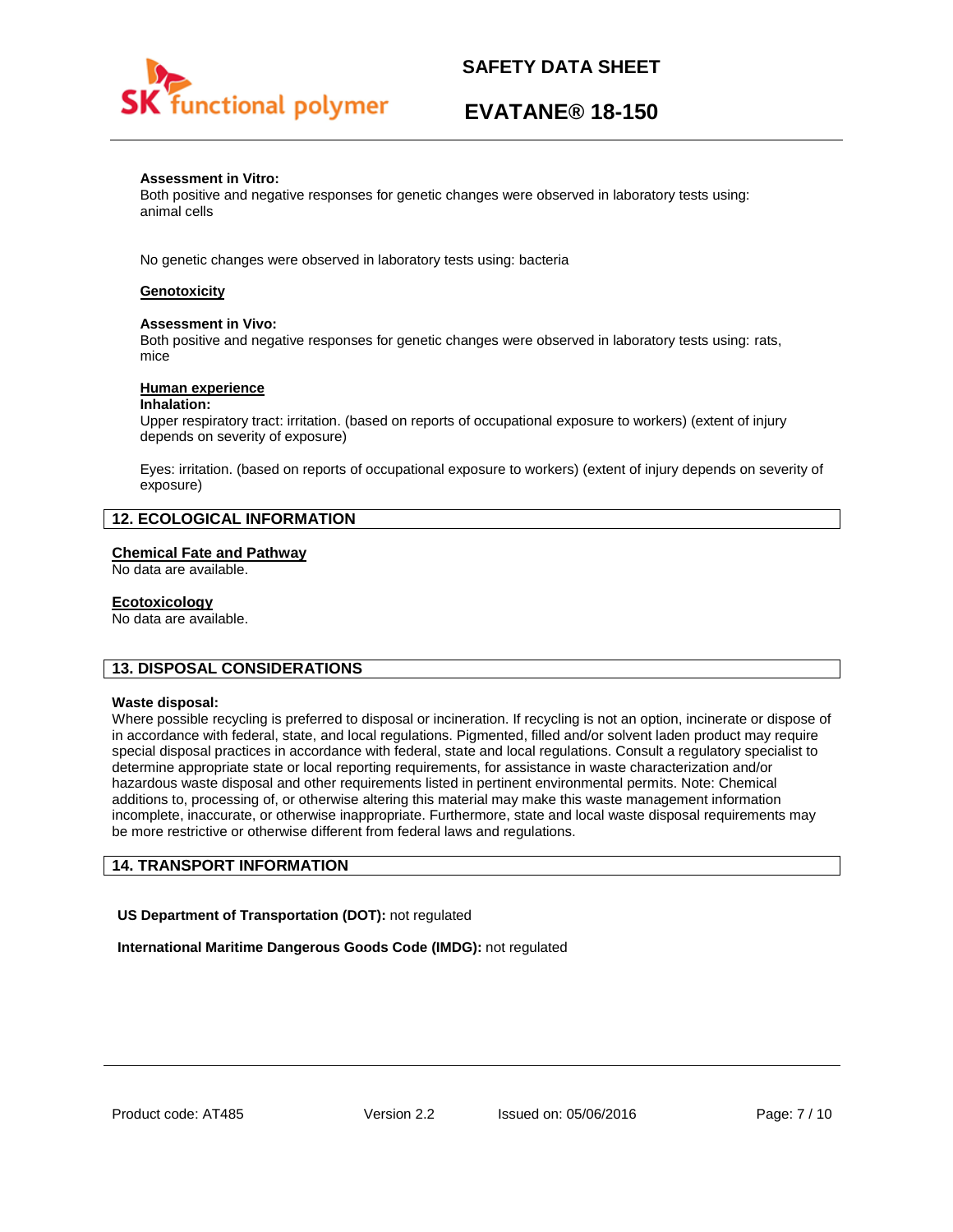**Assessment in Vitro:**
Both positive and negative responses for genetic changes were observed in laboratory tests using: animal cells

No genetic changes were observed in laboratory tests using: bacteria

**Genotoxicity**

**Assessment in Vivo:**
Both positive and negative responses for genetic changes were observed in laboratory tests using: rats, mice

**Human experience**

**Inhalation:**
Upper respiratory tract: irritation. (based on reports of occupational exposure to workers) (extent of injury depends on severity of exposure)

Eyes: irritation. (based on reports of occupational exposure to workers) (extent of injury depends on severity of exposure)

## 12. ECOLOGICAL INFORMATION

**Chemical Fate and Pathway**
No data are available.

**Ecotoxicology**
No data are available.

## 13. DISPOSAL CONSIDERATIONS

**Waste disposal:**
Where possible recycling is preferred to disposal or incineration. If recycling is not an option, incinerate or dispose of in accordance with federal, state, and local regulations. Pigmented, filled and/or solvent laden product may require special disposal practices in accordance with federal, state and local regulations. Consult a regulatory specialist to determine appropriate state or local reporting requirements, for assistance in waste characterization and/or hazardous waste disposal and other requirements listed in pertinent environmental permits. Note: Chemical additions to, processing of, or otherwise altering this material may make this waste management information incomplete, inaccurate, or otherwise inappropriate. Furthermore, state and local waste disposal requirements may be more restrictive or otherwise different from federal laws and regulations.

## 14. TRANSPORT INFORMATION

**US Department of Transportation (DOT):** not regulated

**International Maritime Dangerous Goods Code (IMDG):** not regulated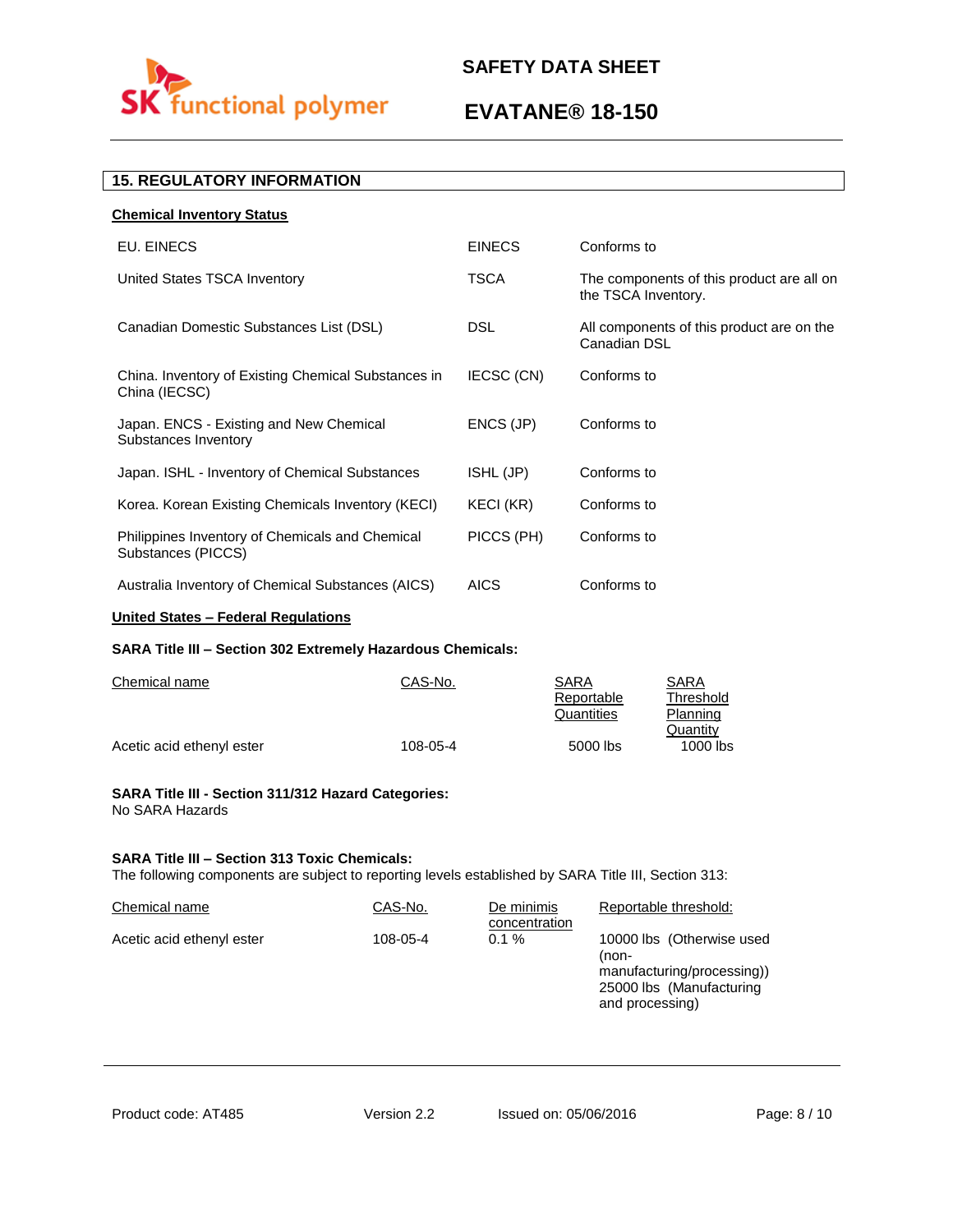## 15. REGULATORY INFORMATION

**Chemical Inventory Status**

| | | |
|---|---|---|
| EU. EINECS | EINECS | Conforms to |
| United States TSCA Inventory | TSCA | The components of this product are all on the TSCA Inventory. |
| Canadian Domestic Substances List (DSL) | DSL | All components of this product are on the Canadian DSL |
| China. Inventory of Existing Chemical Substances in China (IECSC) | IECSC (CN) | Conforms to |
| Japan. ENCS - Existing and New Chemical Substances Inventory | ENCS (JP) | Conforms to |
| Japan. ISHL - Inventory of Chemical Substances | ISHL (JP) | Conforms to |
| Korea. Korean Existing Chemicals Inventory (KECI) | KECI (KR) | Conforms to |
| Philippines Inventory of Chemicals and Chemical Substances (PICCS) | PICCS (PH) | Conforms to |
| Australia Inventory of Chemical Substances (AICS) | AICS | Conforms to |

**United States – Federal Regulations**

**SARA Title III – Section 302 Extremely Hazardous Chemicals:**

| Chemical name | CAS-No. | SARA Reportable Quantities | SARA Threshold Planning Quantity |
|---|---|---|---|
| Acetic acid ethenyl ester | 108-05-4 | 5000 lbs | 1000 lbs |

**SARA Title III - Section 311/312 Hazard Categories:**
No SARA Hazards

**SARA Title III – Section 313 Toxic Chemicals:**
The following components are subject to reporting levels established by SARA Title III, Section 313:

| Chemical name | CAS-No. | De minimis concentration | Reportable threshold: |
|---|---|---|---|
| Acetic acid ethenyl ester | 108-05-4 | 0.1 % | 10000 lbs (Otherwise used (non-manufacturing/processing)) 25000 lbs (Manufacturing and processing) |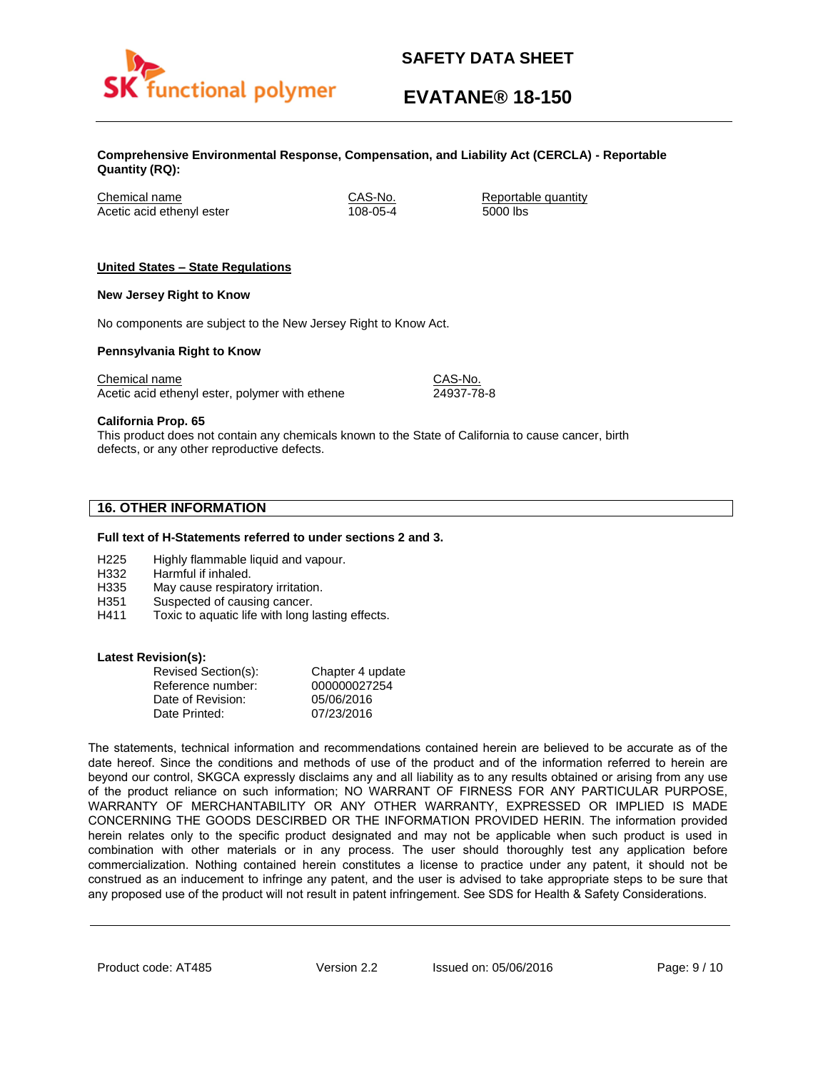**Comprehensive Environmental Response, Compensation, and Liability Act (CERCLA) - Reportable Quantity (RQ):**

| Chemical name | CAS-No. | Reportable quantity |
|---|---|---|
| Acetic acid ethenyl ester | 108-05-4 | 5000 lbs |

**United States – State Regulations**

**New Jersey Right to Know**

No components are subject to the New Jersey Right to Know Act.

**Pennsylvania Right to Know**

| Chemical name | CAS-No. |
|---|---|
| Acetic acid ethenyl ester, polymer with ethene | 24937-78-8 |

**California Prop. 65**
This product does not contain any chemicals known to the State of California to cause cancer, birth defects, or any other reproductive defects.

## 16. OTHER INFORMATION

**Full text of H-Statements referred to under sections 2 and 3.**

- H225 Highly flammable liquid and vapour.
- H332 Harmful if inhaled.
- H335 May cause respiratory irritation.
- H351 Suspected of causing cancer.
- H411 Toxic to aquatic life with long lasting effects.

**Latest Revision(s):**

| | |
|---|---|
| Revised Section(s): | Chapter 4 update |
| Reference number: | 000000027254 |
| Date of Revision: | 05/06/2016 |
| Date Printed: | 07/23/2016 |

The statements, technical information and recommendations contained herein are believed to be accurate as of the date hereof. Since the conditions and methods of use of the product and of the information referred to herein are beyond our control, SKGCA expressly disclaims any and all liability as to any results obtained or arising from any use of the product reliance on such information; NO WARRANT OF FIRNESS FOR ANY PARTICULAR PURPOSE, WARRANTY OF MERCHANTABILITY OR ANY OTHER WARRANTY, EXPRESSED OR IMPLIED IS MADE CONCERNING THE GOODS DESCRIBED OR THE INFORMATION PROVIDED HERIN. The information provided herein relates only to the specific product designated and may not be applicable when such product is used in combination with other materials or in any process. The user should thoroughly test any application before commercialization. Nothing contained herein constitutes a license to practice under any patent, it should not be construed as an inducement to infringe any patent, and the user is advised to take appropriate steps to be sure that any proposed use of the product will not result in patent infringement. See SDS for Health & Safety Considerations.